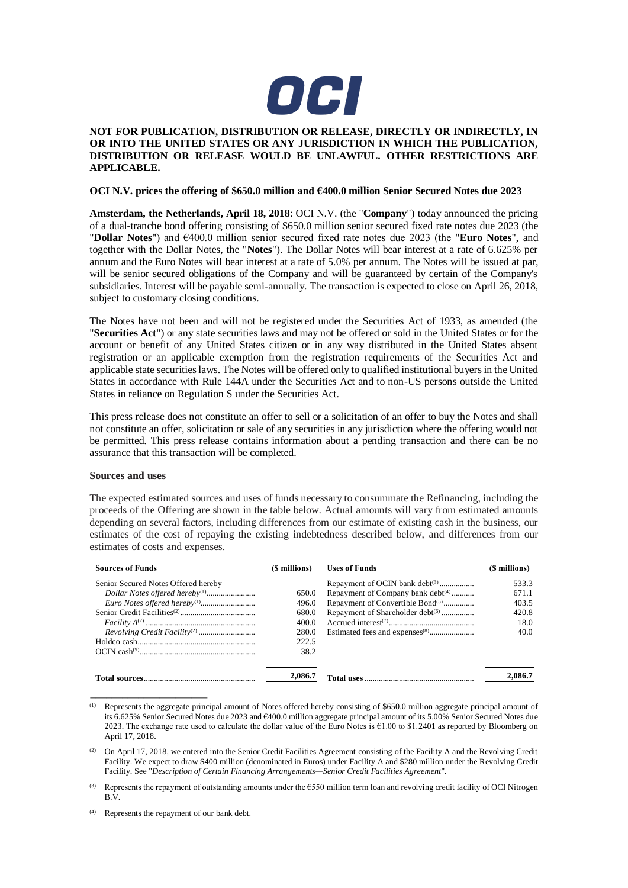**NOT FOR PUBLICATION, DISTRIBUTION OR RELEASE, DIRECTLY OR INDIRECTLY, IN OR INTO THE UNITED STATES OR ANY JURISDICTION IN WHICH THE PUBLICATION, DISTRIBUTION OR RELEASE WOULD BE UNLAWFUL. OTHER RESTRICTIONS ARE APPLICABLE.**

**OCI N.V. prices the offering of $650.0 million and €400.0 million Senior Secured Notes due 2023**

**Amsterdam, the Netherlands, April 18, 2018**: OCI N.V. (the "**Company**") today announced the pricing of a dual-tranche bond offering consisting of $650.0 million senior secured fixed rate notes due 2023 (the "**Dollar Notes**") and €400.0 million senior secured fixed rate notes due 2023 (the "**Euro Notes**", and together with the Dollar Notes, the "**Notes**"). The Dollar Notes will bear interest at a rate of 6.625% per annum and the Euro Notes will bear interest at a rate of 5.0% per annum. The Notes will be issued at par, will be senior secured obligations of the Company and will be guaranteed by certain of the Company's subsidiaries. Interest will be payable semi-annually. The transaction is expected to close on April 26, 2018, subject to customary closing conditions.

The Notes have not been and will not be registered under the Securities Act of 1933, as amended (the "**Securities Act**") or any state securities laws and may not be offered or sold in the United States or for the account or benefit of any United States citizen or in any way distributed in the United States absent registration or an applicable exemption from the registration requirements of the Securities Act and applicable state securities laws. The Notes will be offered only to qualified institutional buyers in the United States in accordance with Rule 144A under the Securities Act and to non-US persons outside the United States in reliance on Regulation S under the Securities Act.

This press release does not constitute an offer to sell or a solicitation of an offer to buy the Notes and shall not constitute an offer, solicitation or sale of any securities in any jurisdiction where the offering would not be permitted. This press release contains information about a pending transaction and there can be no assurance that this transaction will be completed.

**Sources and uses**

The expected estimated sources and uses of funds necessary to consummate the Refinancing, including the proceeds of the Offering are shown in the table below. Actual amounts will vary from estimated amounts depending on several factors, including differences from our estimate of existing cash in the business, our estimates of the cost of repaying the existing indebtedness described below, and differences from our estimates of costs and expenses.

| Sources of Funds | ($ millions) | Uses of Funds | ($ millions) |
|---|---|---|---|
| Senior Secured Notes Offered hereby | | Repayment of OCIN bank debt[3] | 533.3 |
| *Dollar Notes offered hereby*[1] | 650.0 | Repayment of Company bank debt[4] | 671.1 |
| *Euro Notes offered hereby*[1] | 496.0 | Repayment of Convertible Bond[5] | 403.5 |
| Senior Credit Facilities[2] | 680.0 | Repayment of Shareholder debt[6] | 420.8 |
| *Facility A*[2] | 400.0 | Accrued interest[7] | 18.0 |
| *Revolving Credit Facility*[2] | 280.0 | Estimated fees and expenses[8] | 40.0 |
| Holdco cash | 222.5 | | |
| OCIN cash[9] | 38.2 | | |
| **Total sources** | **2,086.7** | **Total uses** | **2,086.7** |

(1) Represents the aggregate principal amount of Notes offered hereby consisting of $650.0 million aggregate principal amount of its 6.625% Senior Secured Notes due 2023 and €400.0 million aggregate principal amount of its 5.00% Senior Secured Notes due 2023. The exchange rate used to calculate the dollar value of the Euro Notes is €1.00 to $1.2401 as reported by Bloomberg on April 17, 2018.

(2) On April 17, 2018, we entered into the Senior Credit Facilities Agreement consisting of the Facility A and the Revolving Credit Facility. We expect to draw $400 million (denominated in Euros) under Facility A and $280 million under the Revolving Credit Facility. See "*Description of Certain Financing Arrangements—Senior Credit Facilities Agreement*".

(3) Represents the repayment of outstanding amounts under the €550 million term loan and revolving credit facility of OCI Nitrogen B.V.

(4) Represents the repayment of our bank debt.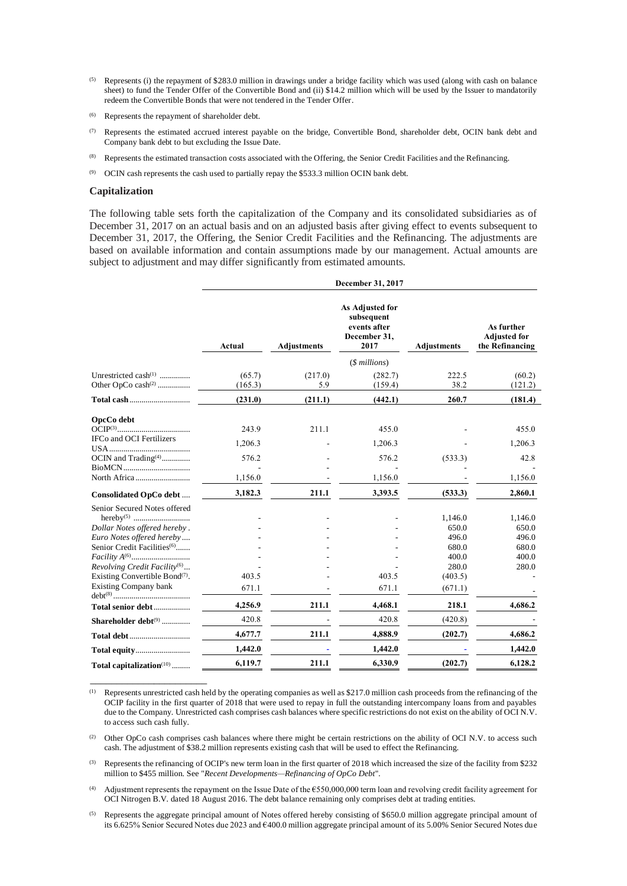(5) Represents (i) the repayment of $283.0 million in drawings under a bridge facility which was used (along with cash on balance sheet) to fund the Tender Offer of the Convertible Bond and (ii) $14.2 million which will be used by the Issuer to mandatorily redeem the Convertible Bonds that were not tendered in the Tender Offer.

(6) Represents the repayment of shareholder debt.

(7) Represents the estimated accrued interest payable on the bridge, Convertible Bond, shareholder debt, OCIN bank debt and Company bank debt to but excluding the Issue Date.

(8) Represents the estimated transaction costs associated with the Offering, the Senior Credit Facilities and the Refinancing.

(9) OCIN cash represents the cash used to partially repay the $533.3 million OCIN bank debt.

### Capitalization

The following table sets forth the capitalization of the Company and its consolidated subsidiaries as of December 31, 2017 on an actual basis and on an adjusted basis after giving effect to events subsequent to December 31, 2017, the Offering, the Senior Credit Facilities and the Refinancing. The adjustments are based on available information and contain assumptions made by our management. Actual amounts are subject to adjustment and may differ significantly from estimated amounts.

| | December 31, 2017 | | | | |
|---|---|---|---|---|---|
| | Actual | Adjustments | As Adjusted for subsequent events after December 31, 2017 | Adjustments | As further Adjusted for the Refinancing |
| | | | ($ millions) | | |
| Unrestricted cash[(1)] | (65.7) | (217.0) | (282.7) | 222.5 | (60.2) |
| Other OpCo cash[(2)] | (165.3) | 5.9 | (159.4) | 38.2 | (121.2) |
| **Total cash** | **(231.0)** | **(211.1)** | **(442.1)** | **260.7** | **(181.4)** |
| **OpCo debt** | | | | | |
| OCIP[(3)] | 243.9 | 211.1 | 455.0 | - | 455.0 |
| IFCo and OCI Fertilizers USA | 1,206.3 | - | 1,206.3 | - | 1,206.3 |
| OCIN and Trading[(4)] | 576.2 | - | 576.2 | (533.3) | 42.8 |
| BioMCN | - | - | - | - | - |
| North Africa | 1,156.0 | - | 1,156.0 | - | 1,156.0 |
| **Consolidated OpCo debt** | **3,182.3** | **211.1** | **3,393.5** | **(533.3)** | **2,860.1** |
| Senior Secured Notes offered hereby[(5)] | - | - | - | 1,146.0 | 1,146.0 |
| *Dollar Notes offered hereby* | - | - | - | 650.0 | 650.0 |
| *Euro Notes offered hereby* | - | - | - | 496.0 | 496.0 |
| Senior Credit Facilities[(6)] | - | - | - | 680.0 | 680.0 |
| *Facility A*[(6)] | - | - | - | 400.0 | 400.0 |
| *Revolving Credit Facility*[(6)] | - | - | - | 280.0 | 280.0 |
| Existing Convertible Bond[(7)] | 403.5 | - | 403.5 | (403.5) | - |
| Existing Company bank debt[(8)] | 671.1 | - | 671.1 | (671.1) | - |
| **Total senior debt** | **4,256.9** | **211.1** | **4,468.1** | **218.1** | **4,686.2** |
| **Shareholder debt**[(9)] | 420.8 | - | 420.8 | (420.8) | - |
| **Total debt** | **4,677.7** | **211.1** | **4,888.9** | **(202.7)** | **4,686.2** |
| **Total equity** | **1,442.0** | - | **1,442.0** | - | **1,442.0** |
| **Total capitalization**[(10)] | **6,119.7** | **211.1** | **6,330.9** | **(202.7)** | **6,128.2** |

(1) Represents unrestricted cash held by the operating companies as well as $217.0 million cash proceeds from the refinancing of the OCIP facility in the first quarter of 2018 that were used to repay in full the outstanding intercompany loans from and payables due to the Company. Unrestricted cash comprises cash balances where specific restrictions do not exist on the ability of OCI N.V. to access such cash fully.

(2) Other OpCo cash comprises cash balances where there might be certain restrictions on the ability of OCI N.V. to access such cash. The adjustment of $38.2 million represents existing cash that will be used to effect the Refinancing.

(3) Represents the refinancing of OCIP's new term loan in the first quarter of 2018 which increased the size of the facility from $232 million to $455 million. See "*Recent Developments—Refinancing of OpCo Debt*".

(4) Adjustment represents the repayment on the Issue Date of the €550,000,000 term loan and revolving credit facility agreement for OCI Nitrogen B.V. dated 18 August 2016. The debt balance remaining only comprises debt at trading entities.

(5) Represents the aggregate principal amount of Notes offered hereby consisting of $650.0 million aggregate principal amount of its 6.625% Senior Secured Notes due 2023 and €400.0 million aggregate principal amount of its 5.00% Senior Secured Notes due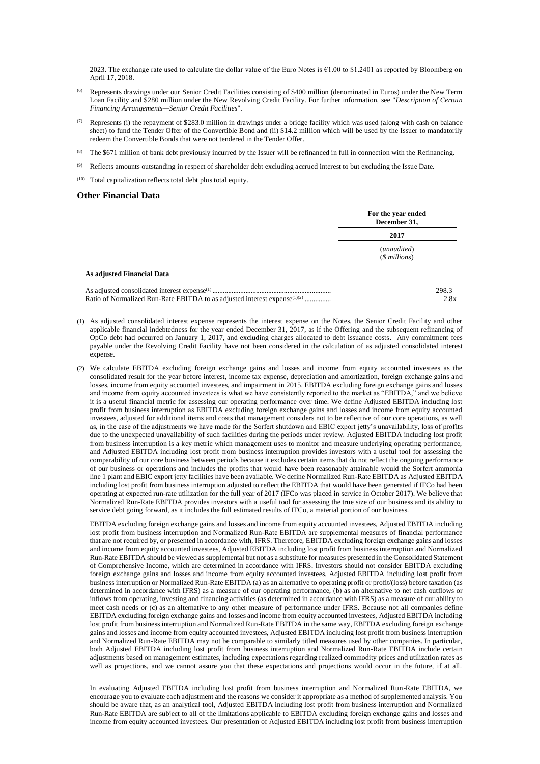2023. The exchange rate used to calculate the dollar value of the Euro Notes is €1.00 to $1.2401 as reported by Bloomberg on April 17, 2018.

(6) Represents drawings under our Senior Credit Facilities consisting of $400 million (denominated in Euros) under the New Term Loan Facility and $280 million under the New Revolving Credit Facility. For further information, see "*Description of Certain Financing Arrangements—Senior Credit Facilities*".

(7) Represents (i) the repayment of $283.0 million in drawings under a bridge facility which was used (along with cash on balance sheet) to fund the Tender Offer of the Convertible Bond and (ii) $14.2 million which will be used by the Issuer to mandatorily redeem the Convertible Bonds that were not tendered in the Tender Offer.

(8) The $671 million of bank debt previously incurred by the Issuer will be refinanced in full in connection with the Refinancing.

(9) Reflects amounts outstanding in respect of shareholder debt excluding accrued interest to but excluding the Issue Date.

(10) Total capitalization reflects total debt plus total equity.

## Other Financial Data

| | For the year ended December 31, |
|---|---|
| | 2017 |
| | (*unaudited*) (*$ millions*) |
| **As adjusted Financial Data** | |
| As adjusted consolidated interest expense[1] | 298.3 |
| Ratio of Normalized Run-Rate EBITDA to as adjusted interest expense[1][2] | 2.8x |

(1) As adjusted consolidated interest expense represents the interest expense on the Notes, the Senior Credit Facility and other applicable financial indebtedness for the year ended December 31, 2017, as if the Offering and the subsequent refinancing of OpCo debt had occurred on January 1, 2017, and excluding charges allocated to debt issuance costs. Any commitment fees payable under the Revolving Credit Facility have not been considered in the calculation of as adjusted consolidated interest expense.

(2) We calculate EBITDA excluding foreign exchange gains and losses and income from equity accounted investees as the consolidated result for the year before interest, income tax expense, depreciation and amortization, foreign exchange gains and losses, income from equity accounted investees, and impairment in 2015. EBITDA excluding foreign exchange gains and losses and income from equity accounted investees is what we have consistently reported to the market as "EBITDA," and we believe it is a useful financial metric for assessing our operating performance over time. We define Adjusted EBITDA including lost profit from business interruption as EBITDA excluding foreign exchange gains and losses and income from equity accounted investees, adjusted for additional items and costs that management considers not to be reflective of our core operations, as well as, in the case of the adjustments we have made for the Sorfert shutdown and EBIC export jetty's unavailability, loss of profits due to the unexpected unavailability of such facilities during the periods under review. Adjusted EBITDA including lost profit from business interruption is a key metric which management uses to monitor and measure underlying operating performance, and Adjusted EBITDA including lost profit from business interruption provides investors with a useful tool for assessing the comparability of our core business between periods because it excludes certain items that do not reflect the ongoing performance of our business or operations and includes the profits that would have been reasonably attainable would the Sorfert ammonia line 1 plant and EBIC export jetty facilities have been available. We define Normalized Run-Rate EBITDA as Adjusted EBITDA including lost profit from business interruption adjusted to reflect the EBITDA that would have been generated if IFCo had been operating at expected run-rate utilization for the full year of 2017 (IFCo was placed in service in October 2017). We believe that Normalized Run-Rate EBITDA provides investors with a useful tool for assessing the true size of our business and its ability to service debt going forward, as it includes the full estimated results of IFCo, a material portion of our business.

EBITDA excluding foreign exchange gains and losses and income from equity accounted investees, Adjusted EBITDA including lost profit from business interruption and Normalized Run-Rate EBITDA are supplemental measures of financial performance that are not required by, or presented in accordance with, IFRS. Therefore, EBITDA excluding foreign exchange gains and losses and income from equity accounted investees, Adjusted EBITDA including lost profit from business interruption and Normalized Run-Rate EBITDA should be viewed as supplemental but not as a substitute for measures presented in the Consolidated Statement of Comprehensive Income, which are determined in accordance with IFRS. Investors should not consider EBITDA excluding foreign exchange gains and losses and income from equity accounted investees, Adjusted EBITDA including lost profit from business interruption or Normalized Run-Rate EBITDA (a) as an alternative to operating profit or profit/(loss) before taxation (as determined in accordance with IFRS) as a measure of our operating performance, (b) as an alternative to net cash outflows or inflows from operating, investing and financing activities (as determined in accordance with IFRS) as a measure of our ability to meet cash needs or (c) as an alternative to any other measure of performance under IFRS. Because not all companies define EBITDA excluding foreign exchange gains and losses and income from equity accounted investees, Adjusted EBITDA including lost profit from business interruption and Normalized Run-Rate EBITDA in the same way, EBITDA excluding foreign exchange gains and losses and income from equity accounted investees, Adjusted EBITDA including lost profit from business interruption and Normalized Run-Rate EBITDA may not be comparable to similarly titled measures used by other companies. In particular, both Adjusted EBITDA including lost profit from business interruption and Normalized Run-Rate EBITDA include certain adjustments based on management estimates, including expectations regarding realized commodity prices and utilization rates as well as projections, and we cannot assure you that these expectations and projections would occur in the future, if at all.

In evaluating Adjusted EBITDA including lost profit from business interruption and Normalized Run-Rate EBITDA, we encourage you to evaluate each adjustment and the reasons we consider it appropriate as a method of supplemented analysis. You should be aware that, as an analytical tool, Adjusted EBITDA including lost profit from business interruption and Normalized Run-Rate EBITDA are subject to all of the limitations applicable to EBITDA excluding foreign exchange gains and losses and income from equity accounted investees. Our presentation of Adjusted EBITDA including lost profit from business interruption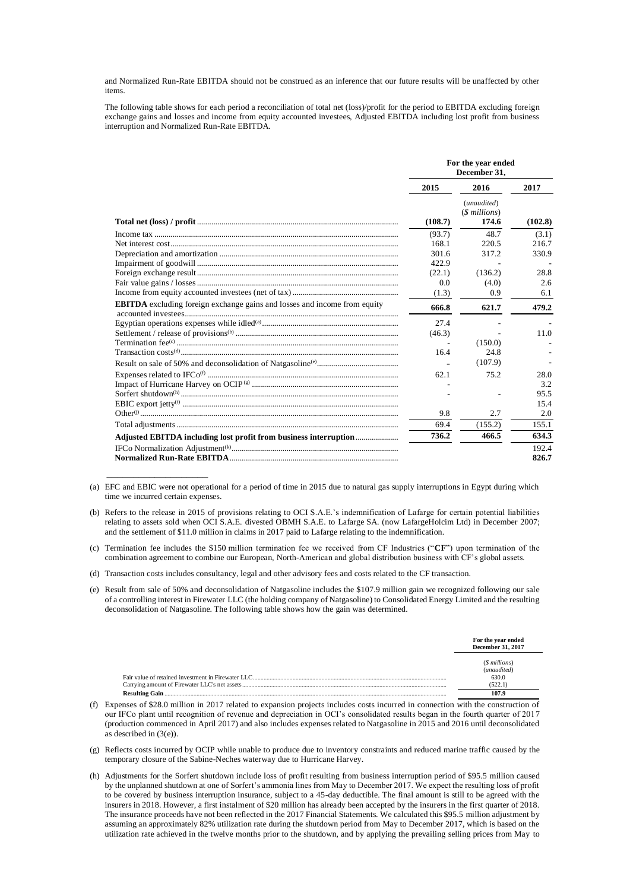and Normalized Run-Rate EBITDA should not be construed as an inference that our future results will be unaffected by other items.

The following table shows for each period a reconciliation of total net (loss)/profit for the period to EBITDA excluding foreign exchange gains and losses and income from equity accounted investees, Adjusted EBITDA including lost profit from business interruption and Normalized Run-Rate EBITDA.

| | For the year ended December 31, | | |
|---|---|---|---|
| | 2015 | 2016 | 2017 |
| | | (*unaudited*) (*$ millions*) | |
| **Total net (loss) / profit** | **(108.7)** | **174.6** | **(102.8)** |
| Income tax | (93.7) | 48.7 | (3.1) |
| Net interest cost | 168.1 | 220.5 | 216.7 |
| Depreciation and amortization | 301.6 | 317.2 | 330.9 |
| Impairment of goodwill | 422.9 | - | - |
| Foreign exchange result | (22.1) | (136.2) | 28.8 |
| Fair value gains / losses | 0.0 | (4.0) | 2.6 |
| Income from equity accounted investees (net of tax) | (1.3) | 0.9 | 6.1 |
| **EBITDA** excluding foreign exchange gains and losses and income from equity accounted investees | **666.8** | **621.7** | **479.2** |
| Egyptian operations expenses while idled[(a)] | 27.4 | - | - |
| Settlement / release of provisions[(b)] | (46.3) | - | 11.0 |
| Termination fee[(c)] | - | (150.0) | - |
| Transaction costs[(d)] | 16.4 | 24.8 | - |
| Result on sale of 50% and deconsolidation of Natgasoline[(e)] | - | (107.9) | - |
| Expenses related to IFCo[(f)] | 62.1 | 75.2 | 28.0 |
| Impact of Hurricane Harvey on OCIP[(g)] | - | - | 3.2 |
| Sorfert shutdown[(h)] | - | - | 95.5 |
| EBIC export jetty[(i)] | | | 15.4 |
| Other[(j)] | 9.8 | 2.7 | 2.0 |
| Total adjustments | 69.4 | (155.2) | 155.1 |
| **Adjusted EBITDA including lost profit from business interruption** | **736.2** | **466.5** | **634.3** |
| IFCo Normalization Adjustment[(k)] | | | 192.4 |
| **Normalized Run-Rate EBITDA** | | | **826.7** |

(a) EFC and EBIC were not operational for a period of time in 2015 due to natural gas supply interruptions in Egypt during which time we incurred certain expenses.

(b) Refers to the release in 2015 of provisions relating to OCI S.A.E.'s indemnification of Lafarge for certain potential liabilities relating to assets sold when OCI S.A.E. divested OBMH S.A.E. to Lafarge SA. (now LafargeHolcim Ltd) in December 2007; and the settlement of $11.0 million in claims in 2017 paid to Lafarge relating to the indemnification.

(c) Termination fee includes the $150 million termination fee we received from CF Industries ("**CF**") upon termination of the combination agreement to combine our European, North-American and global distribution business with CF's global assets.

(d) Transaction costs includes consultancy, legal and other advisory fees and costs related to the CF transaction.

(e) Result from sale of 50% and deconsolidation of Natgasoline includes the $107.9 million gain we recognized following our sale of a controlling interest in Firewater LLC (the holding company of Natgasoline) to Consolidated Energy Limited and the resulting deconsolidation of Natgasoline. The following table shows how the gain was determined.

| | For the year ended December 31, 2017 |
|---|---|
| | (*$ millions*) (*unaudited*) |
| Fair value of retained investment in Firewater LLC | 630.0 |
| Carrying amount of Firewater LLC's net assets | (522.1) |
| **Resulting Gain** | **107.9** |

(f) Expenses of $28.0 million in 2017 related to expansion projects includes costs incurred in connection with the construction of our IFCo plant until recognition of revenue and depreciation in OCI's consolidated results began in the fourth quarter of 2017 (production commenced in April 2017) and also includes expenses related to Natgasoline in 2015 and 2016 until deconsolidated as described in (3(e)).

(g) Reflects costs incurred by OCIP while unable to produce due to inventory constraints and reduced marine traffic caused by the temporary closure of the Sabine-Neches waterway due to Hurricane Harvey.

(h) Adjustments for the Sorfert shutdown include loss of profit resulting from business interruption period of $95.5 million caused by the unplanned shutdown at one of Sorfert's ammonia lines from May to December 2017. We expect the resulting loss of profit to be covered by business interruption insurance, subject to a 45-day deductible. The final amount is still to be agreed with the insurers in 2018. However, a first instalment of $20 million has already been accepted by the insurers in the first quarter of 2018. The insurance proceeds have not been reflected in the 2017 Financial Statements. We calculated this $95.5 million adjustment by assuming an approximately 82% utilization rate during the shutdown period from May to December 2017, which is based on the utilization rate achieved in the twelve months prior to the shutdown, and by applying the prevailing selling prices from May to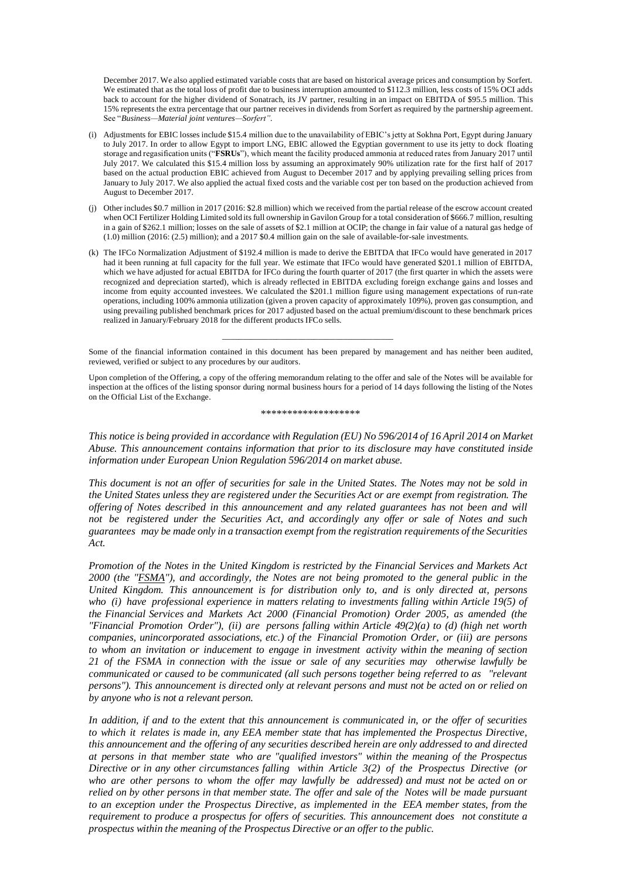December 2017. We also applied estimated variable costs that are based on historical average prices and consumption by Sorfert. We estimated that as the total loss of profit due to business interruption amounted to $112.3 million, less costs of 15% OCI adds back to account for the higher dividend of Sonatrach, its JV partner, resulting in an impact on EBITDA of $95.5 million. This 15% represents the extra percentage that our partner receives in dividends from Sorfert as required by the partnership agreement. See "*Business—Material joint ventures—Sorfert"*.

(i) Adjustments for EBIC losses include $15.4 million due to the unavailability of EBIC's jetty at Sokhna Port, Egypt during January to July 2017. In order to allow Egypt to import LNG, EBIC allowed the Egyptian government to use its jetty to dock floating storage and regasification units ("**FSRUs**"), which meant the facility produced ammonia at reduced rates from January 2017 until July 2017. We calculated this $15.4 million loss by assuming an approximately 90% utilization rate for the first half of 2017 based on the actual production EBIC achieved from August to December 2017 and by applying prevailing selling prices from January to July 2017. We also applied the actual fixed costs and the variable cost per ton based on the production achieved from August to December 2017.

(j) Other includes $0.7 million in 2017 (2016: $2.8 million) which we received from the partial release of the escrow account created when OCI Fertilizer Holding Limited sold its full ownership in Gavilon Group for a total consideration of $666.7 million, resulting in a gain of $262.1 million; losses on the sale of assets of $2.1 million at OCIP; the change in fair value of a natural gas hedge of (1.0) million (2016: (2.5) million); and a 2017 $0.4 million gain on the sale of available-for-sale investments.

(k) The IFCo Normalization Adjustment of $192.4 million is made to derive the EBITDA that IFCo would have generated in 2017 had it been running at full capacity for the full year. We estimate that IFCo would have generated $201.1 million of EBITDA, which we have adjusted for actual EBITDA for IFCo during the fourth quarter of 2017 (the first quarter in which the assets were recognized and depreciation started), which is already reflected in EBITDA excluding foreign exchange gains and losses and income from equity accounted investees. We calculated the $201.1 million figure using management expectations of run-rate operations, including 100% ammonia utilization (given a proven capacity of approximately 109%), proven gas consumption, and using prevailing published benchmark prices for 2017 adjusted based on the actual premium/discount to these benchmark prices realized in January/February 2018 for the different products IFCo sells.

---

Some of the financial information contained in this document has been prepared by management and has neither been audited, reviewed, verified or subject to any procedures by our auditors.

Upon completion of the Offering, a copy of the offering memorandum relating to the offer and sale of the Notes will be available for inspection at the offices of the listing sponsor during normal business hours for a period of 14 days following the listing of the Notes on the Official List of the Exchange.

*******************

*This notice is being provided in accordance with Regulation (EU) No 596/2014 of 16 April 2014 on Market Abuse. This announcement contains information that prior to its disclosure may have constituted inside information under European Union Regulation 596/2014 on market abuse.*

*This document is not an offer of securities for sale in the United States. The Notes may not be sold in the United States unless they are registered under the Securities Act or are exempt from registration. The offering of Notes described in this announcement and any related guarantees has not been and will not be registered under the Securities Act, and accordingly any offer or sale of Notes and such guarantees may be made only in a transaction exempt from the registration requirements of the Securities Act.*

*Promotion of the Notes in the United Kingdom is restricted by the Financial Services and Markets Act 2000 (the "FSMA"), and accordingly, the Notes are not being promoted to the general public in the United Kingdom. This announcement is for distribution only to, and is only directed at, persons who (i) have professional experience in matters relating to investments falling within Article 19(5) of the Financial Services and Markets Act 2000 (Financial Promotion) Order 2005, as amended (the "Financial Promotion Order"), (ii) are persons falling within Article 49(2)(a) to (d) (high net worth companies, unincorporated associations, etc.) of the Financial Promotion Order, or (iii) are persons to whom an invitation or inducement to engage in investment activity within the meaning of section 21 of the FSMA in connection with the issue or sale of any securities may otherwise lawfully be communicated or caused to be communicated (all such persons together being referred to as "relevant persons"). This announcement is directed only at relevant persons and must not be acted on or relied on by anyone who is not a relevant person.*

*In addition, if and to the extent that this announcement is communicated in, or the offer of securities to which it relates is made in, any EEA member state that has implemented the Prospectus Directive, this announcement and the offering of any securities described herein are only addressed to and directed at persons in that member state who are "qualified investors" within the meaning of the Prospectus Directive or in any other circumstances falling within Article 3(2) of the Prospectus Directive (or who are other persons to whom the offer may lawfully be addressed) and must not be acted on or relied on by other persons in that member state. The offer and sale of the Notes will be made pursuant to an exception under the Prospectus Directive, as implemented in the EEA member states, from the requirement to produce a prospectus for offers of securities. This announcement does not constitute a prospectus within the meaning of the Prospectus Directive or an offer to the public.*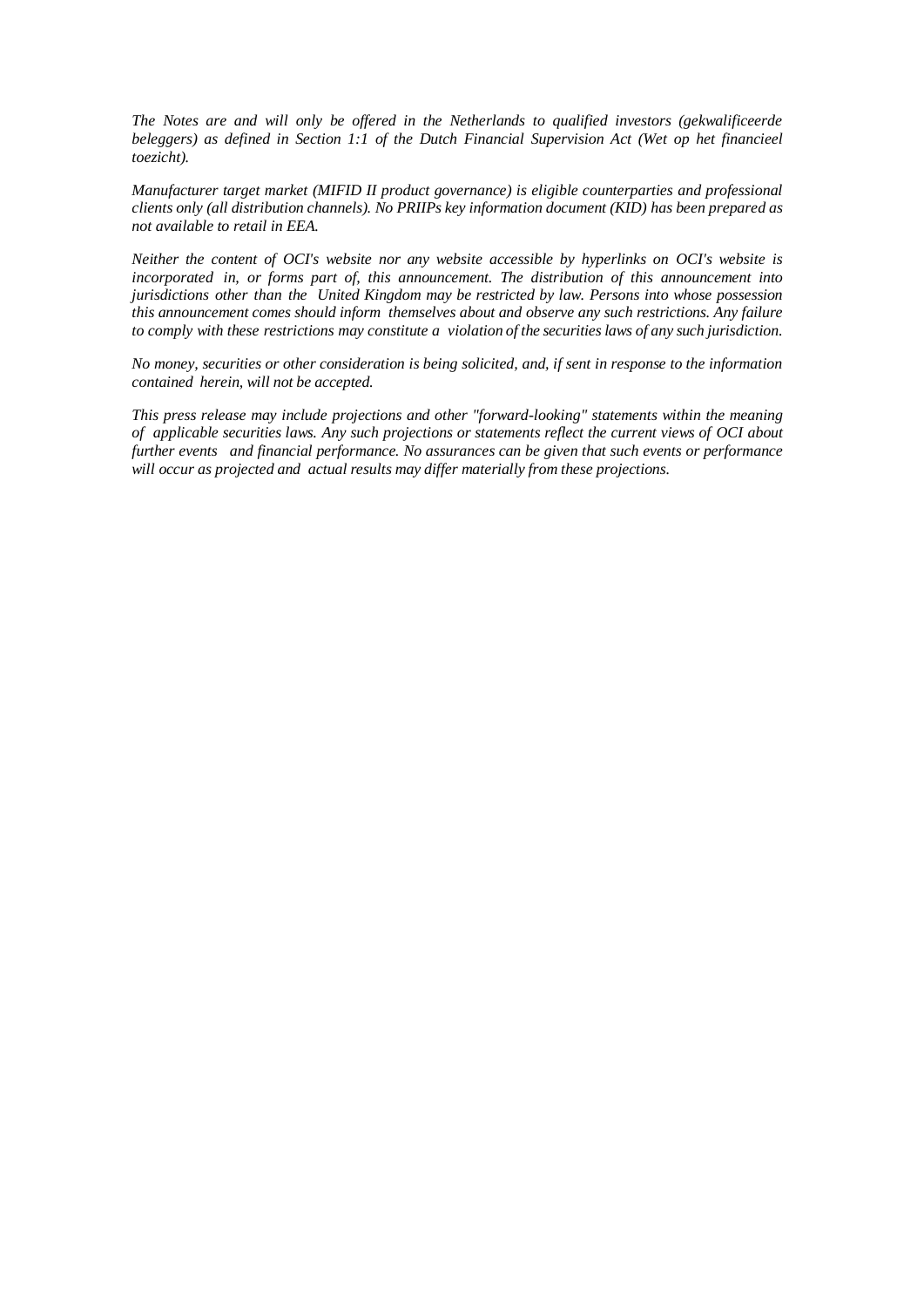*The Notes are and will only be offered in the Netherlands to qualified investors (gekwalificeerde beleggers) as defined in Section 1:1 of the Dutch Financial Supervision Act (Wet op het financieel toezicht).*

*Manufacturer target market (MIFID II product governance) is eligible counterparties and professional clients only (all distribution channels). No PRIIPs key information document (KID) has been prepared as not available to retail in EEA.*

*Neither the content of OCI's website nor any website accessible by hyperlinks on OCI's website is incorporated in, or forms part of, this announcement. The distribution of this announcement into jurisdictions other than the United Kingdom may be restricted by law. Persons into whose possession this announcement comes should inform themselves about and observe any such restrictions. Any failure to comply with these restrictions may constitute a violation of the securities laws of any such jurisdiction.*

*No money, securities or other consideration is being solicited, and, if sent in response to the information contained herein, will not be accepted.*

*This press release may include projections and other "forward-looking" statements within the meaning of applicable securities laws. Any such projections or statements reflect the current views of OCI about further events and financial performance. No assurances can be given that such events or performance will occur as projected and actual results may differ materially from these projections.*